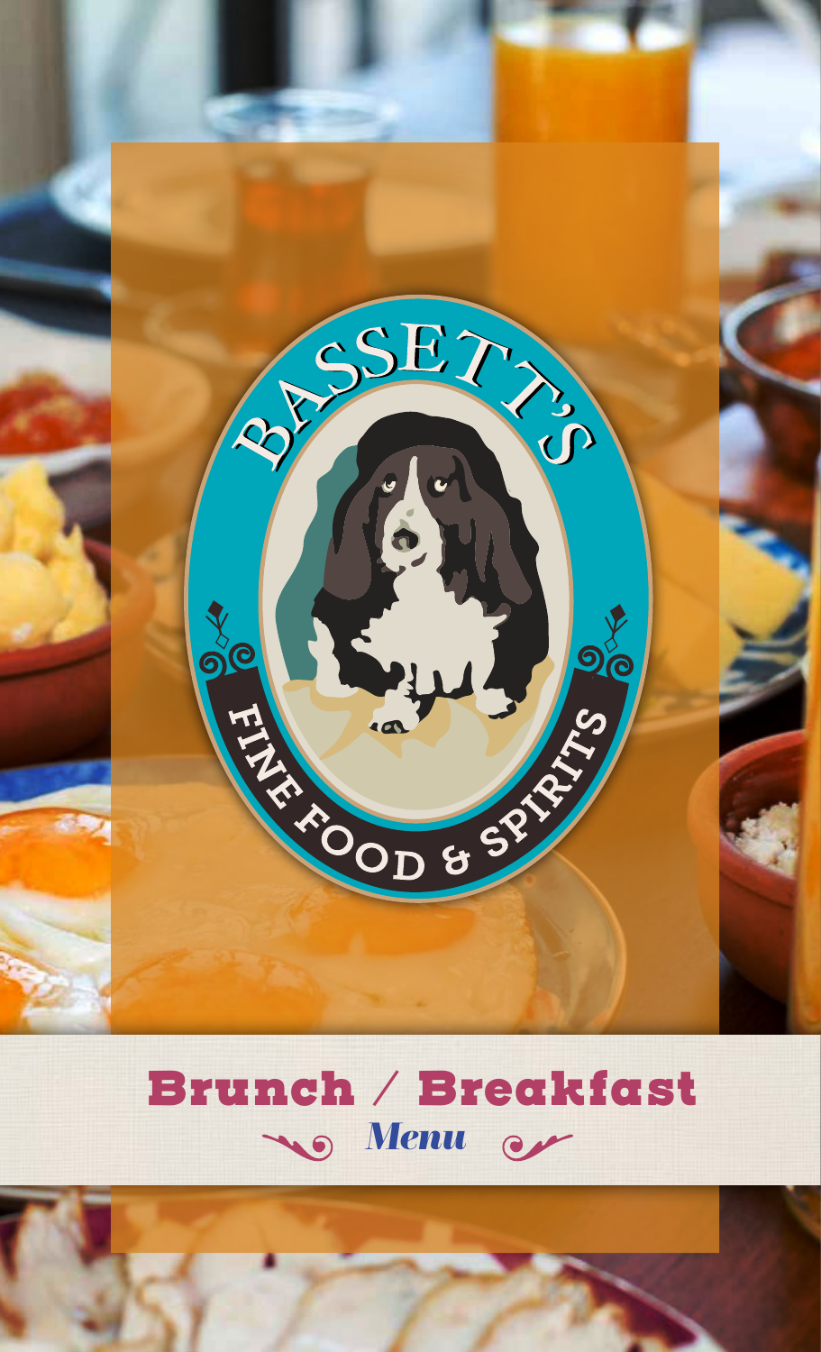BASSETT'S

FINE FOOD & SPIRITS

# Brunch / Breakfast

*Menu*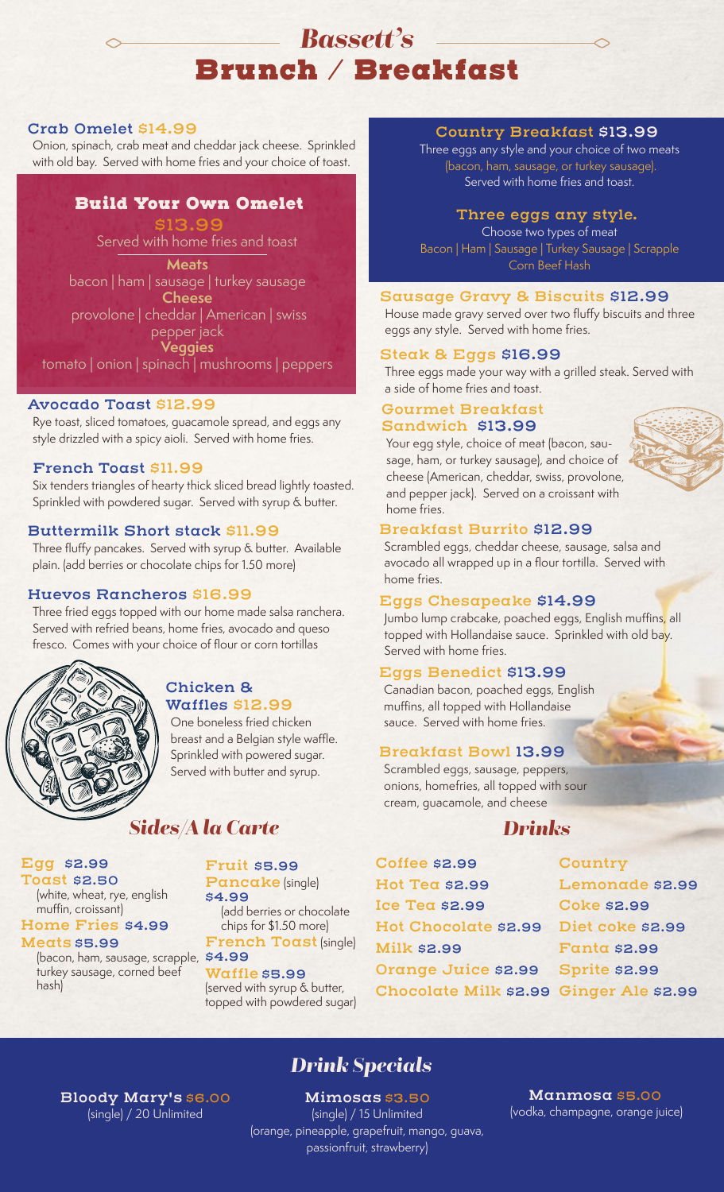# *Bassett's*
# Brunch / Breakfast

### Crab Omelet $14.99

Onion, spinach, crab meat and cheddar jack cheese. Sprinkled with old bay. Served with home fries and your choice of toast.

### Build Your Own Omelet

$13.99

Served with home fries and toast

**Meats**

bacon | ham | sausage | turkey sausage

**Cheese**

provolone | cheddar | American | swiss
pepper jack

**Veggies**

tomato | onion | spinach | mushrooms | peppers

### Avocado Toast $12.99

Rye toast, sliced tomatoes, guacamole spread, and eggs any style drizzled with a spicy aioli. Served with home fries.

### French Toast $11.99

Six tenders triangles of hearty thick sliced bread lightly toasted. Sprinkled with powdered sugar. Served with syrup & butter.

### Buttermilk Short stack $11.99

Three fluffy pancakes. Served with syrup & butter. Available plain. (add berries or chocolate chips for 1.50 more)

### Huevos Rancheros $16.99

Three fried eggs topped with our home made salsa ranchera. Served with refried beans, home fries, avocado and queso fresco. Comes with your choice of flour or corn tortillas

### Chicken & Waffles $12.99

One boneless fried chicken breast and a Belgian style waffle. Sprinkled with powered sugar. Served with butter and syrup.

### Country Breakfast $13.99

Three eggs any style and your choice of two meats (bacon, ham, sausage, or turkey sausage). Served with home fries and toast.

### Three eggs any style.

Choose two types of meat
Bacon | Ham | Sausage | Turkey Sausage | Scrapple
Corn Beef Hash

### Sausage Gravy & Biscuits $12.99

House made gravy served over two fluffy biscuits and three eggs any style. Served with home fries.

### Steak & Eggs $16.99

Three eggs made your way with a grilled steak. Served with a side of home fries and toast.

### Gourmet Breakfast Sandwich $13.99

Your egg style, choice of meat (bacon, sausage, ham, or turkey sausage), and choice of cheese (American, cheddar, swiss, provolone, and pepper jack). Served on a croissant with home fries.

### Breakfast Burrito $12.99

Scrambled eggs, cheddar cheese, sausage, salsa and avocado all wrapped up in a flour tortilla. Served with home fries.

### Eggs Chesapeake $14.99

Jumbo lump crabcake, poached eggs, English muffins, all topped with Hollandaise sauce. Sprinkled with old bay. Served with home fries.

### Eggs Benedict $13.99

Canadian bacon, poached eggs, English muffins, all topped with Hollandaise sauce. Served with home fries.

### Breakfast Bowl 13.99

Scrambled eggs, sausage, peppers, onions, homefries, all topped with sour cream, guacamole, and cheese

## *Sides/A la Carte*

**Egg** $2.99

**Toast** $2.50
(white, wheat, rye, english muffin, croissant)

**Home Fries** $4.99

**Meats** $5.99
(bacon, ham, sausage, scrapple, turkey sausage, corned beef hash)

**Fruit** $5.99

**Pancake** (single) $4.99
(add berries or chocolate chips for $1.50 more)

**French Toast** (single) $4.99

**Waffle** $5.99
(served with syrup & butter, topped with powdered sugar)

## *Drinks*

Coffee $2.99
Hot Tea $2.99
Ice Tea $2.99
Hot Chocolate $2.99
Milk $2.99
Orange Juice $2.99
Chocolate Milk $2.99
Country Lemonade $2.99
Coke $2.99
Diet coke $2.99
Fanta $2.99
Sprite $2.99
Ginger Ale $2.99

## *Drink Specials*

**Bloody Mary's** $6.00
(single) / 20 Unlimited

**Mimosas** $3.50
(single) / 15 Unlimited
(orange, pineapple, grapefruit, mango, guava, passionfruit, strawberry)

**Manmosa** $5.00
(vodka, champagne, orange juice)